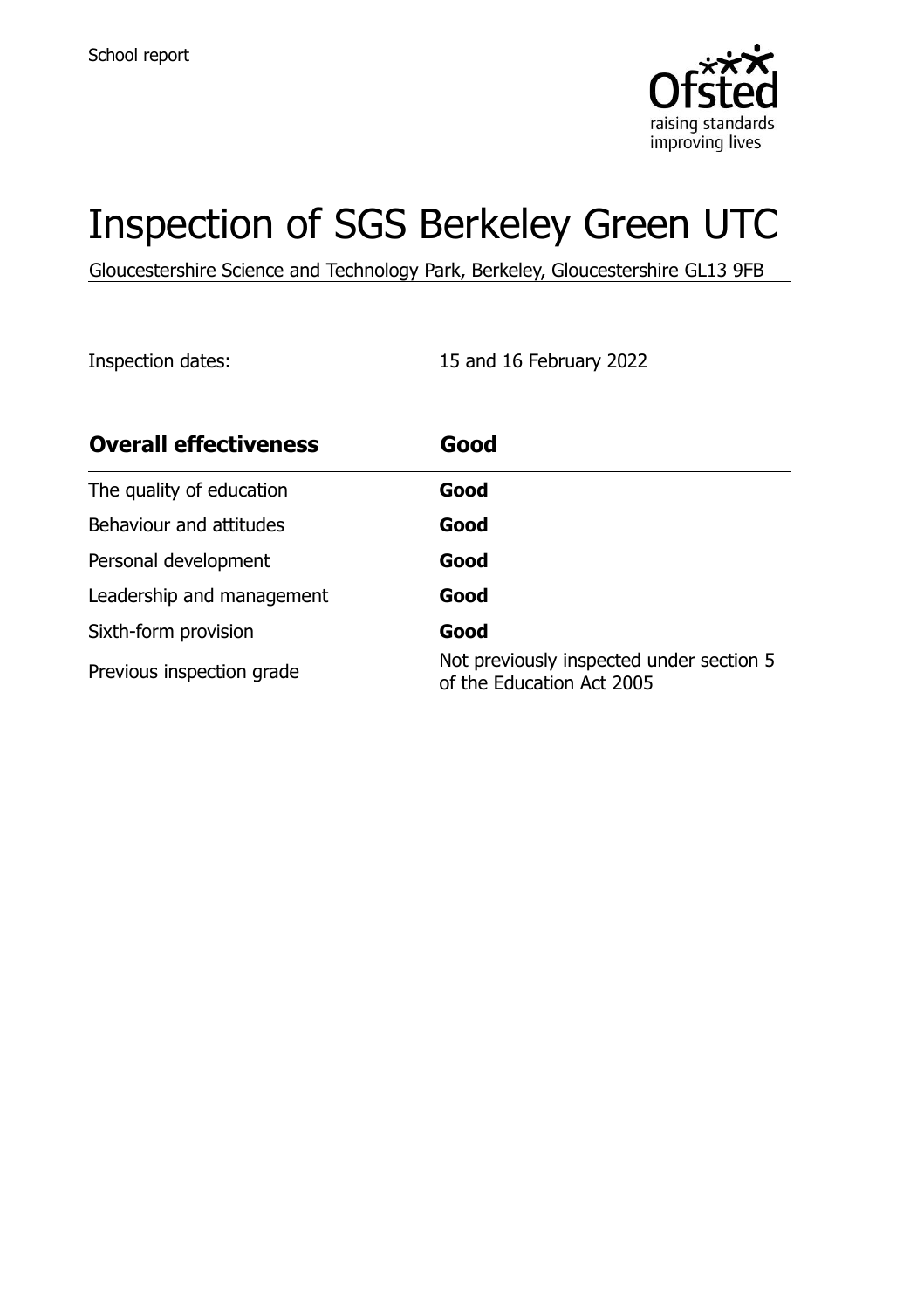School report

# Inspection of SGS Berkeley Green UTC

Gloucestershire Science and Technology Park, Berkeley, Gloucestershire GL13 9FB

Inspection dates: 15 and 16 February 2022

| **Overall effectiveness** | **Good** |
| --- | --- |
| The quality of education | **Good** |
| Behaviour and attitudes | **Good** |
| Personal development | **Good** |
| Leadership and management | **Good** |
| Sixth-form provision | **Good** |
| Previous inspection grade | Not previously inspected under section 5 of the Education Act 2005 |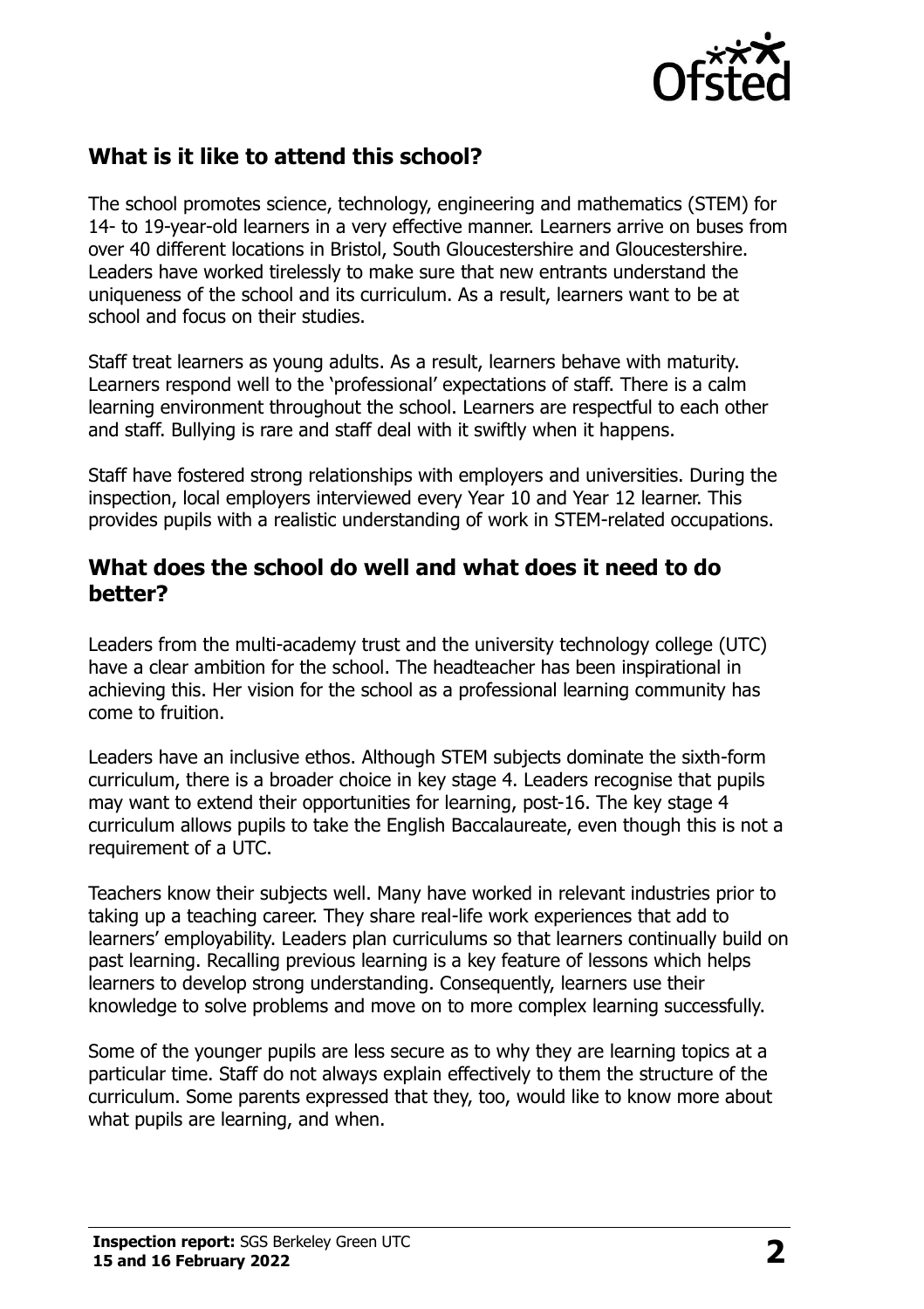## What is it like to attend this school?

The school promotes science, technology, engineering and mathematics (STEM) for 14- to 19-year-old learners in a very effective manner. Learners arrive on buses from over 40 different locations in Bristol, South Gloucestershire and Gloucestershire. Leaders have worked tirelessly to make sure that new entrants understand the uniqueness of the school and its curriculum. As a result, learners want to be at school and focus on their studies.

Staff treat learners as young adults. As a result, learners behave with maturity. Learners respond well to the 'professional' expectations of staff. There is a calm learning environment throughout the school. Learners are respectful to each other and staff. Bullying is rare and staff deal with it swiftly when it happens.

Staff have fostered strong relationships with employers and universities. During the inspection, local employers interviewed every Year 10 and Year 12 learner. This provides pupils with a realistic understanding of work in STEM-related occupations.

## What does the school do well and what does it need to do better?

Leaders from the multi-academy trust and the university technology college (UTC) have a clear ambition for the school. The headteacher has been inspirational in achieving this. Her vision for the school as a professional learning community has come to fruition.

Leaders have an inclusive ethos. Although STEM subjects dominate the sixth-form curriculum, there is a broader choice in key stage 4. Leaders recognise that pupils may want to extend their opportunities for learning, post-16. The key stage 4 curriculum allows pupils to take the English Baccalaureate, even though this is not a requirement of a UTC.

Teachers know their subjects well. Many have worked in relevant industries prior to taking up a teaching career. They share real-life work experiences that add to learners' employability. Leaders plan curriculums so that learners continually build on past learning. Recalling previous learning is a key feature of lessons which helps learners to develop strong understanding. Consequently, learners use their knowledge to solve problems and move on to more complex learning successfully.

Some of the younger pupils are less secure as to why they are learning topics at a particular time. Staff do not always explain effectively to them the structure of the curriculum. Some parents expressed that they, too, would like to know more about what pupils are learning, and when.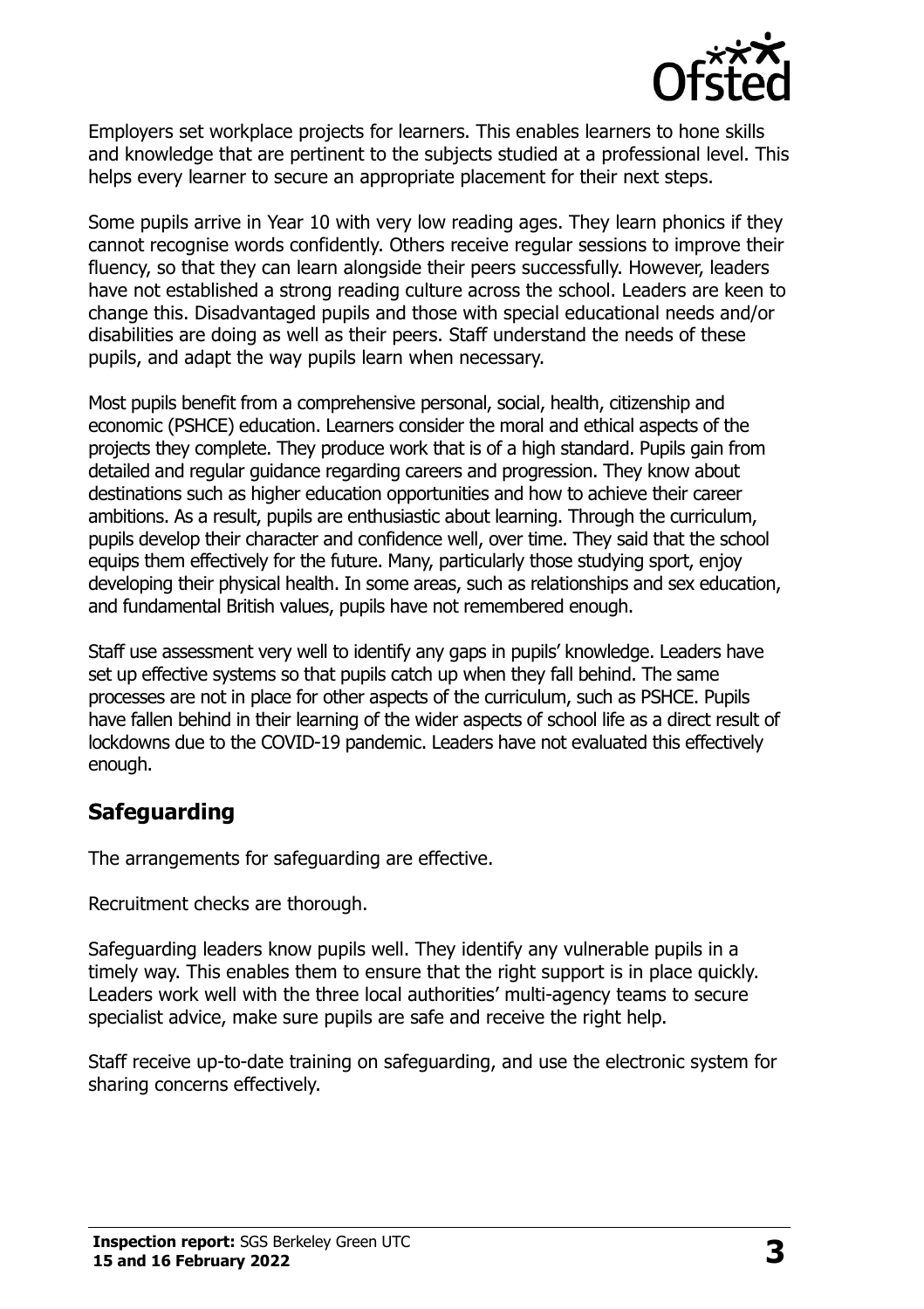Employers set workplace projects for learners. This enables learners to hone skills and knowledge that are pertinent to the subjects studied at a professional level. This helps every learner to secure an appropriate placement for their next steps.

Some pupils arrive in Year 10 with very low reading ages. They learn phonics if they cannot recognise words confidently. Others receive regular sessions to improve their fluency, so that they can learn alongside their peers successfully. However, leaders have not established a strong reading culture across the school. Leaders are keen to change this. Disadvantaged pupils and those with special educational needs and/or disabilities are doing as well as their peers. Staff understand the needs of these pupils, and adapt the way pupils learn when necessary.

Most pupils benefit from a comprehensive personal, social, health, citizenship and economic (PSHCE) education. Learners consider the moral and ethical aspects of the projects they complete. They produce work that is of a high standard. Pupils gain from detailed and regular guidance regarding careers and progression. They know about destinations such as higher education opportunities and how to achieve their career ambitions. As a result, pupils are enthusiastic about learning. Through the curriculum, pupils develop their character and confidence well, over time. They said that the school equips them effectively for the future. Many, particularly those studying sport, enjoy developing their physical health. In some areas, such as relationships and sex education, and fundamental British values, pupils have not remembered enough.

Staff use assessment very well to identify any gaps in pupils' knowledge. Leaders have set up effective systems so that pupils catch up when they fall behind. The same processes are not in place for other aspects of the curriculum, such as PSHCE. Pupils have fallen behind in their learning of the wider aspects of school life as a direct result of lockdowns due to the COVID-19 pandemic. Leaders have not evaluated this effectively enough.

## Safeguarding

The arrangements for safeguarding are effective.

Recruitment checks are thorough.

Safeguarding leaders know pupils well. They identify any vulnerable pupils in a timely way. This enables them to ensure that the right support is in place quickly. Leaders work well with the three local authorities' multi-agency teams to secure specialist advice, make sure pupils are safe and receive the right help.

Staff receive up-to-date training on safeguarding, and use the electronic system for sharing concerns effectively.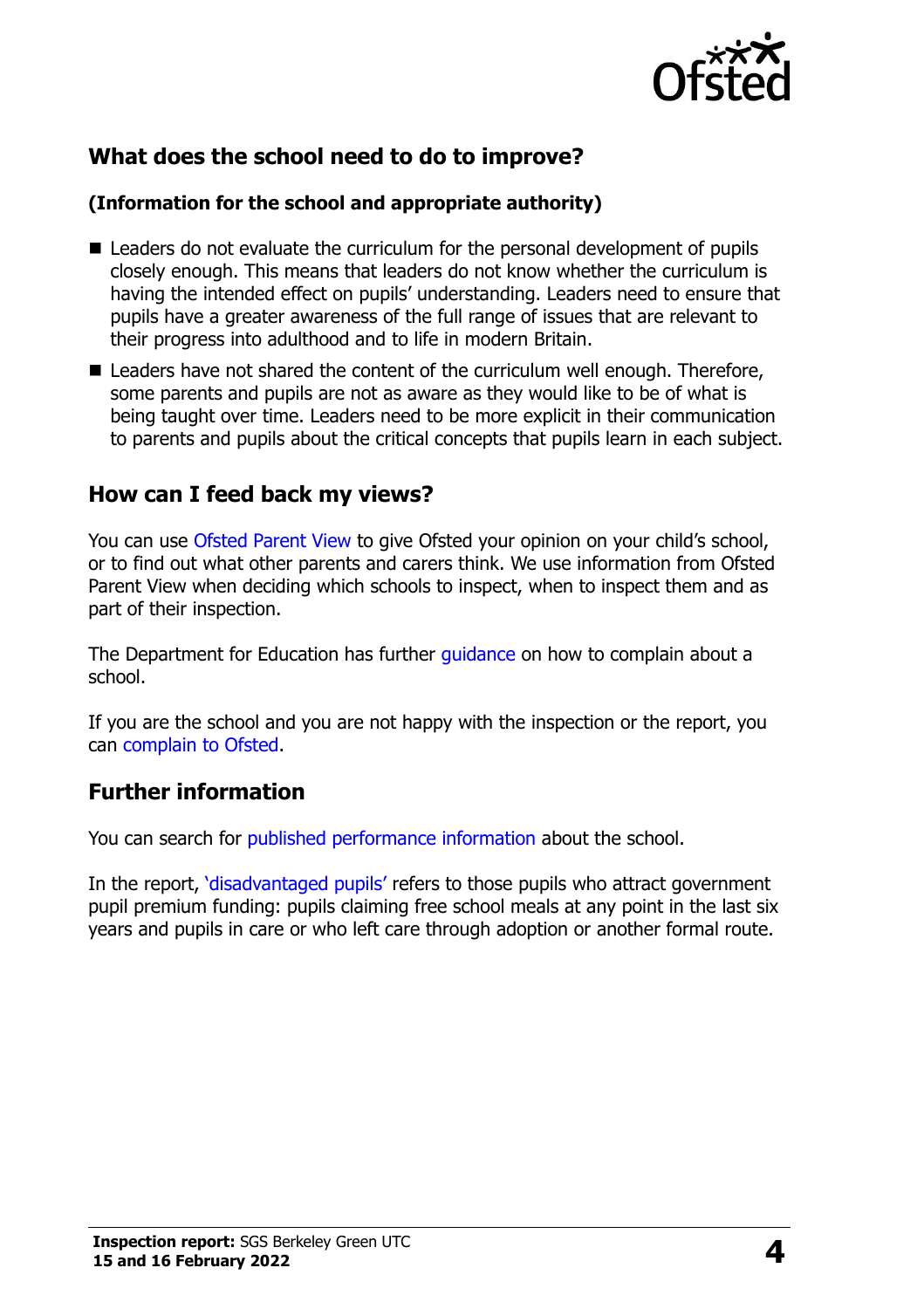## What does the school need to do to improve?

### (Information for the school and appropriate authority)

- Leaders do not evaluate the curriculum for the personal development of pupils closely enough. This means that leaders do not know whether the curriculum is having the intended effect on pupils' understanding. Leaders need to ensure that pupils have a greater awareness of the full range of issues that are relevant to their progress into adulthood and to life in modern Britain.
- Leaders have not shared the content of the curriculum well enough. Therefore, some parents and pupils are not as aware as they would like to be of what is being taught over time. Leaders need to be more explicit in their communication to parents and pupils about the critical concepts that pupils learn in each subject.

## How can I feed back my views?

You can use Ofsted Parent View to give Ofsted your opinion on your child's school, or to find out what other parents and carers think. We use information from Ofsted Parent View when deciding which schools to inspect, when to inspect them and as part of their inspection.

The Department for Education has further guidance on how to complain about a school.

If you are the school and you are not happy with the inspection or the report, you can complain to Ofsted.

## Further information

You can search for published performance information about the school.

In the report, 'disadvantaged pupils' refers to those pupils who attract government pupil premium funding: pupils claiming free school meals at any point in the last six years and pupils in care or who left care through adoption or another formal route.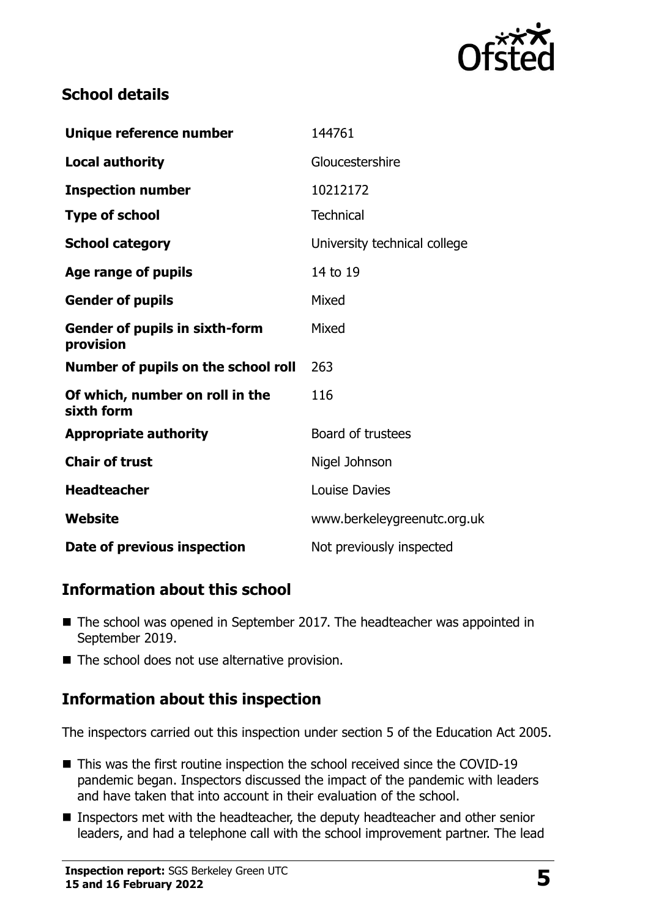## School details

| | |
|---|---|
| **Unique reference number** | 144761 |
| **Local authority** | Gloucestershire |
| **Inspection number** | 10212172 |
| **Type of school** | Technical |
| **School category** | University technical college |
| **Age range of pupils** | 14 to 19 |
| **Gender of pupils** | Mixed |
| **Gender of pupils in sixth-form provision** | Mixed |
| **Number of pupils on the school roll** | 263 |
| **Of which, number on roll in the sixth form** | 116 |
| **Appropriate authority** | Board of trustees |
| **Chair of trust** | Nigel Johnson |
| **Headteacher** | Louise Davies |
| **Website** | www.berkeleygreenutc.org.uk |
| **Date of previous inspection** | Not previously inspected |

## Information about this school

- The school was opened in September 2017. The headteacher was appointed in September 2019.
- The school does not use alternative provision.

## Information about this inspection

The inspectors carried out this inspection under section 5 of the Education Act 2005.

- This was the first routine inspection the school received since the COVID-19 pandemic began. Inspectors discussed the impact of the pandemic with leaders and have taken that into account in their evaluation of the school.
- Inspectors met with the headteacher, the deputy headteacher and other senior leaders, and had a telephone call with the school improvement partner. The lead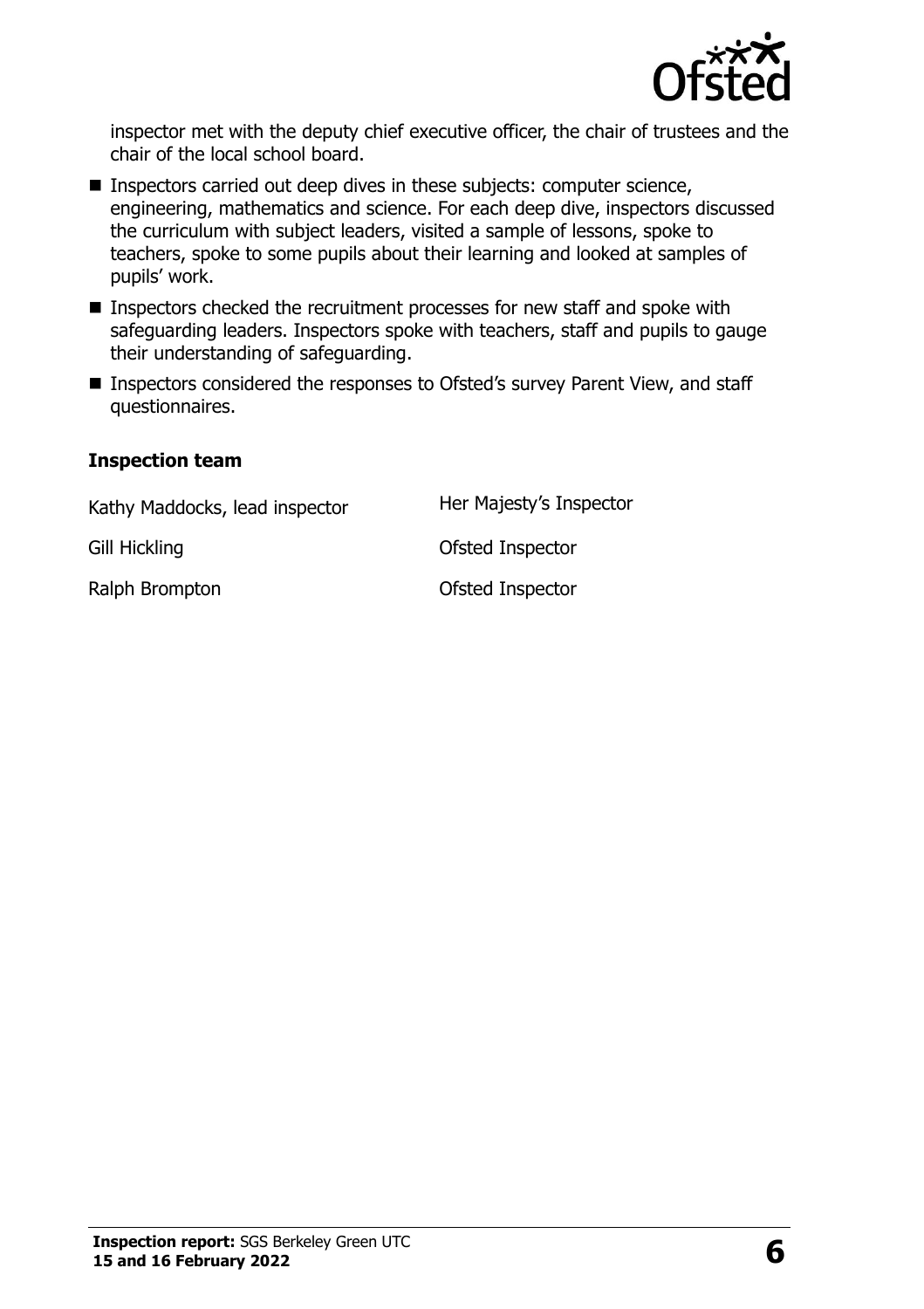inspector met with the deputy chief executive officer, the chair of trustees and the chair of the local school board.

- Inspectors carried out deep dives in these subjects: computer science, engineering, mathematics and science. For each deep dive, inspectors discussed the curriculum with subject leaders, visited a sample of lessons, spoke to teachers, spoke to some pupils about their learning and looked at samples of pupils' work.
- Inspectors checked the recruitment processes for new staff and spoke with safeguarding leaders. Inspectors spoke with teachers, staff and pupils to gauge their understanding of safeguarding.
- Inspectors considered the responses to Ofsted's survey Parent View, and staff questionnaires.

### Inspection team

| | |
|---|---|
| Kathy Maddocks, lead inspector | Her Majesty's Inspector |
| Gill Hickling | Ofsted Inspector |
| Ralph Brompton | Ofsted Inspector |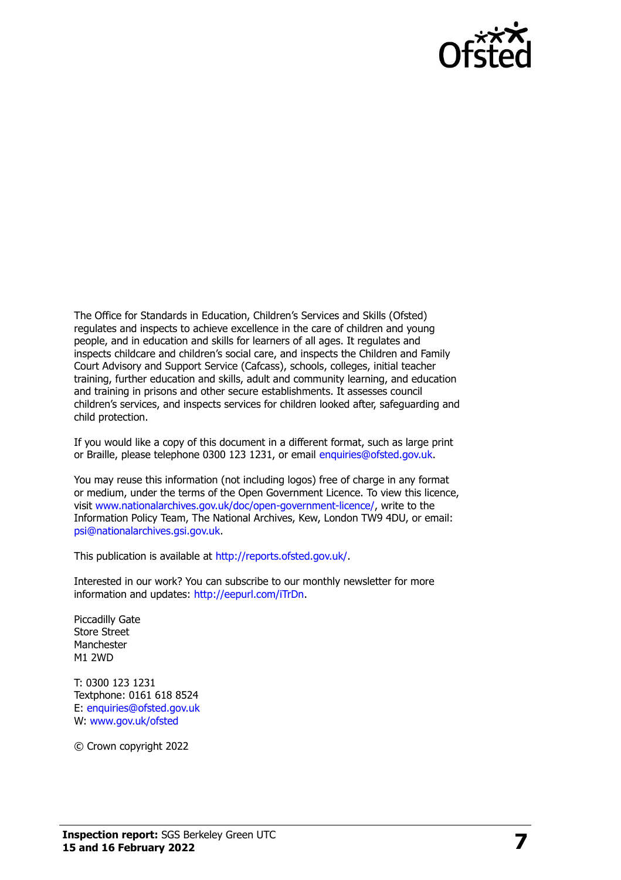The Office for Standards in Education, Children's Services and Skills (Ofsted) regulates and inspects to achieve excellence in the care of children and young people, and in education and skills for learners of all ages. It regulates and inspects childcare and children's social care, and inspects the Children and Family Court Advisory and Support Service (Cafcass), schools, colleges, initial teacher training, further education and skills, adult and community learning, and education and training in prisons and other secure establishments. It assesses council children's services, and inspects services for children looked after, safeguarding and child protection.

If you would like a copy of this document in a different format, such as large print or Braille, please telephone 0300 123 1231, or email enquiries@ofsted.gov.uk.

You may reuse this information (not including logos) free of charge in any format or medium, under the terms of the Open Government Licence. To view this licence, visit www.nationalarchives.gov.uk/doc/open-government-licence/, write to the Information Policy Team, The National Archives, Kew, London TW9 4DU, or email: psi@nationalarchives.gsi.gov.uk.

This publication is available at http://reports.ofsted.gov.uk/.

Interested in our work? You can subscribe to our monthly newsletter for more information and updates: http://eepurl.com/iTrDn.

Piccadilly Gate
Store Street
Manchester
M1 2WD

T: 0300 123 1231
Textphone: 0161 618 8524
E: enquiries@ofsted.gov.uk
W: www.gov.uk/ofsted

© Crown copyright 2022